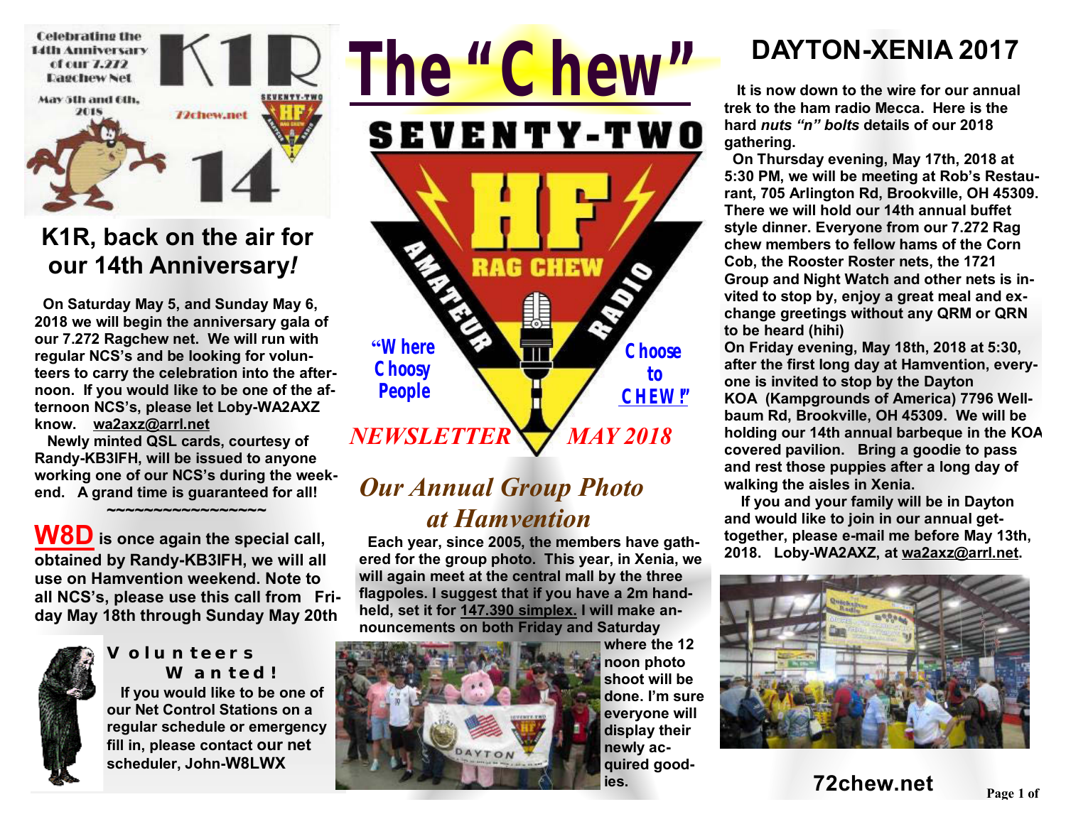# The "Chew"

SEVENTY-TWO

HF RAG CHEW AMATEUR RADIO

"Where Choosy People Choose to CHEW!"

*NEWSLETTER MAY 2018*

## K1R, back on the air for our 14th Anniversary!

On Saturday May 5, and Sunday May 6, 2018 we will begin the anniversary gala of our 7.272 Ragchew net. We will run with regular NCS's and be looking for volunteers to carry the celebration into the afternoon. If you would like to be one of the afternoon NCS's, please let Loby-WA2AXZ know. wa2axz@arrl.net

Newly minted QSL cards, courtesy of Randy-KB3IFH, will be issued to anyone working one of our NCS's during the weekend. A grand time is guaranteed for all!

~~~~~~~~~~~~~~~~~~

**W8D** is once again the special call, obtained by Randy-KB3IFH, we will all use on Hamvention weekend. Note to all NCS's, please use this call from Friday May 18th through Sunday May 20th

### Volunteers Wanted!

If you would like to be one of our Net Control Stations on a regular schedule or emergency fill in, please contact our net scheduler, John-W8LWX

## *Our Annual Group Photo at Hamvention*

Each year, since 2005, the members have gathered for the group photo. This year, in Xenia, we will again meet at the central mall by the three flagpoles. I suggest that if you have a 2m handheld, set it for 147.390 simplex. I will make announcements on both Friday and Saturday where the 12 noon photo shoot will be done. I'm sure everyone will display their newly acquired goodies.

## DAYTON-XENIA 2017

It is now down to the wire for our annual trek to the ham radio Mecca. Here is the hard *nuts "n" bolts* details of our 2018 gathering.

On Thursday evening, May 17th, 2018 at 5:30 PM, we will be meeting at Rob's Restaurant, 705 Arlington Rd, Brookville, OH 45309. There we will hold our 14th annual buffet style dinner. Everyone from our 7.272 Rag chew members to fellow hams of the Corn Cob, the Rooster Roster nets, the 1721 Group and Night Watch and other nets is invited to stop by, enjoy a great meal and exchange greetings without any QRM or QRN to be heard (hihi)

On Friday evening, May 18th, 2018 at 5:30, after the first long day at Hamvention, everyone is invited to stop by the Dayton KOA (Kampgrounds of America) 7796 Wellbaum Rd, Brookville, OH 45309. We will be holding our 14th annual barbeque in the KOA covered pavilion. Bring a goodie to pass and rest those puppies after a long day of walking the aisles in Xenia.

If you and your family will be in Dayton and would like to join in our annual get-together, please e-mail me before May 13th, 2018. Loby-WA2AXZ, at wa2axz@arrl.net.

72chew.net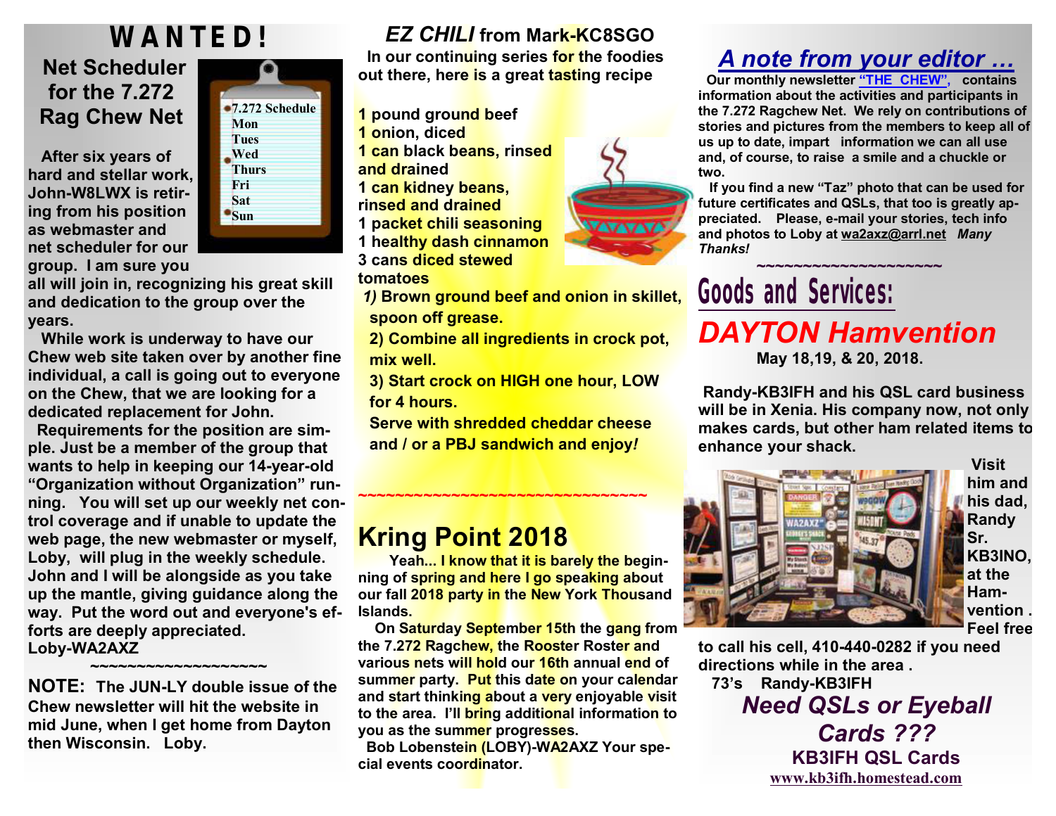# WANTED!

## Net Scheduler for the 7.272 Rag Chew Net

7.272 Schedule
Mon
Tues
Wed
Thurs
Fri
Sat
Sun

After six years of hard and stellar work, John-W8LWX is retiring from his position as webmaster and net scheduler for our group. I am sure you all will join in, recognizing his great skill and dedication to the group over the years.

While work is underway to have our Chew web site taken over by another fine individual, a call is going out to everyone on the Chew, that we are looking for a dedicated replacement for John.

Requirements for the position are simple. Just be a member of the group that wants to help in keeping our 14-year-old "Organization without Organization" running. You will set up our weekly net control coverage and if unable to update the web page, the new webmaster or myself, Loby, will plug in the weekly schedule. John and I will be alongside as you take up the mantle, giving guidance along the way. Put the word out and everyone's efforts are deeply appreciated.
Loby-WA2AXZ

~~~~~~~~~~~~~~~~~~~~

**NOTE:** The JUN-LY double issue of the Chew newsletter will hit the website in mid June, when I get home from Dayton then Wisconsin. Loby.

## *EZ CHILI* from Mark-KC8SGO

In our continuing series for the foodies out there, here is a great tasting recipe

1 pound ground beef
1 onion, diced
1 can black beans, rinsed and drained
1 can kidney beans, rinsed and drained
1 packet chili seasoning
1 healthy dash cinnamon
3 cans diced stewed tomatoes

*1)* Brown ground beef and onion in skillet, spoon off grease.

2) Combine all ingredients in crock pot, mix well.

3) Start crock on HIGH one hour, LOW for 4 hours.

Serve with shredded cheddar cheese and / or a PBJ sandwich and enjoy*!*

~~~~~~~~~~~~~~~~~~~~~~~~~~~~~~~~

## Kring Point 2018

Yeah... I know that it is barely the beginning of spring and here I go speaking about our fall 2018 party in the New York Thousand Islands.

On Saturday September 15th the gang from the 7.272 Ragchew, the Rooster Roster and various nets will hold our 16th annual end of summer party. Put this date on your calendar and start thinking about a very enjoyable visit to the area. I'll bring additional information to you as the summer progresses.

Bob Lobenstein (LOBY)-WA2AXZ Your special events coordinator.

## *A note from your editor …*

Our monthly newsletter "THE CHEW", contains information about the activities and participants in the 7.272 Ragchew Net. We rely on contributions of stories and pictures from the members to keep all of us up to date, impart information we can all use and, of course, to raise a smile and a chuckle or two.

If you find a new "Taz" photo that can be used for future certificates and QSLs, that too is greatly appreciated. Please, e-mail your stories, tech info and photos to Loby at wa2axz@arrl.net *Many Thanks!*

~~~~~~~~~~~~~~~~~~~~

## Goods and Services:

## *DAYTON Hamvention*

May 18,19, & 20, 2018.

Randy-KB3IFH and his QSL card business will be in Xenia. His company now, not only makes cards, but other ham related items to enhance your shack.

Visit him and his dad, Randy Sr. KB3INO, at the Hamvention . Feel free to call his cell, 410-440-0282 if you need directions while in the area .

73's Randy-KB3IFH

*Need QSLs or Eyeball Cards ???*

**KB3IFH QSL Cards**

www.kb3ifh.homestead.com